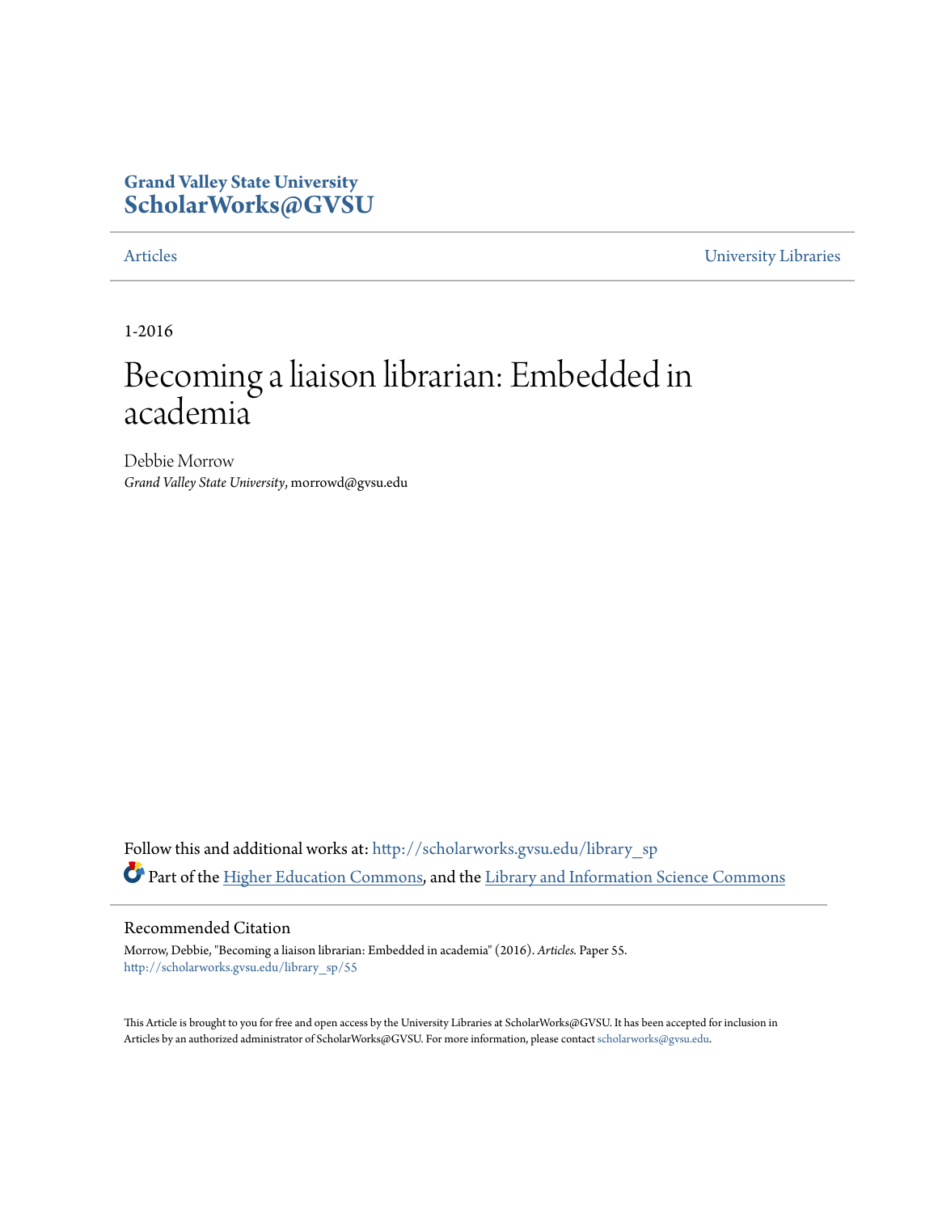**Grand Valley State University**
**ScholarWorks@GVSU**

Articles | University Libraries

1-2016

# Becoming a liaison librarian: Embedded in academia

Debbie Morrow
*Grand Valley State University*, morrowd@gvsu.edu

Follow this and additional works at: http://scholarworks.gvsu.edu/library_sp

Part of the Higher Education Commons, and the Library and Information Science Commons

## Recommended Citation

Morrow, Debbie, "Becoming a liaison librarian: Embedded in academia" (2016). *Articles.* Paper 55.
http://scholarworks.gvsu.edu/library_sp/55

This Article is brought to you for free and open access by the University Libraries at ScholarWorks@GVSU. It has been accepted for inclusion in Articles by an authorized administrator of ScholarWorks@GVSU. For more information, please contact scholarworks@gvsu.edu.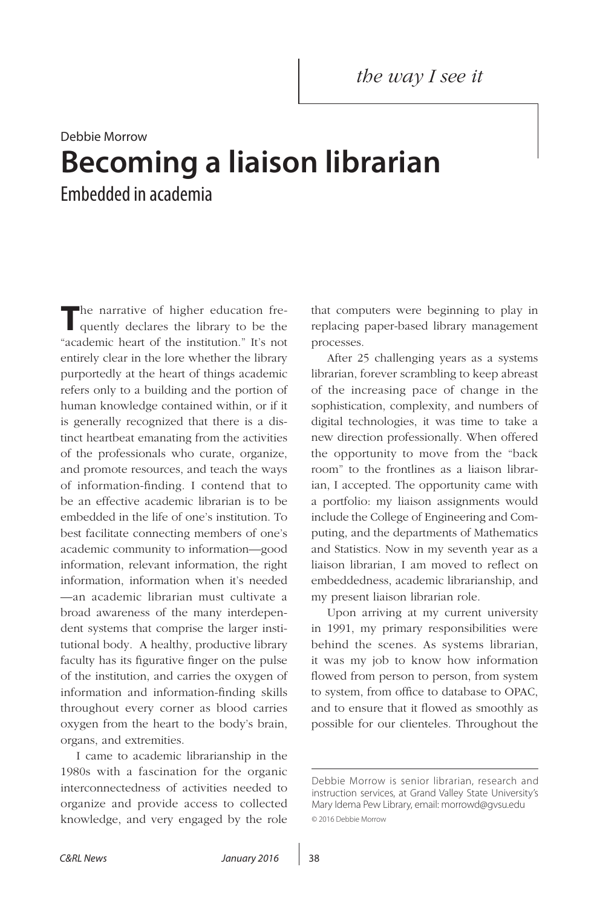*the way I see it*

Debbie Morrow

# Becoming a liaison librarian

## Embedded in academia

The narrative of higher education frequently declares the library to be the "academic heart of the institution." It's not entirely clear in the lore whether the library purportedly at the heart of things academic refers only to a building and the portion of human knowledge contained within, or if it is generally recognized that there is a distinct heartbeat emanating from the activities of the professionals who curate, organize, and promote resources, and teach the ways of information-finding. I contend that to be an effective academic librarian is to be embedded in the life of one's institution. To best facilitate connecting members of one's academic community to information—good information, relevant information, the right information, information when it's needed—an academic librarian must cultivate a broad awareness of the many interdependent systems that comprise the larger institutional body. A healthy, productive library faculty has its figurative finger on the pulse of the institution, and carries the oxygen of information and information-finding skills throughout every corner as blood carries oxygen from the heart to the body's brain, organs, and extremities.

I came to academic librarianship in the 1980s with a fascination for the organic interconnectedness of activities needed to organize and provide access to collected knowledge, and very engaged by the role that computers were beginning to play in replacing paper-based library management processes.

After 25 challenging years as a systems librarian, forever scrambling to keep abreast of the increasing pace of change in the sophistication, complexity, and numbers of digital technologies, it was time to take a new direction professionally. When offered the opportunity to move from the "back room" to the frontlines as a liaison librarian, I accepted. The opportunity came with a portfolio: my liaison assignments would include the College of Engineering and Computing, and the departments of Mathematics and Statistics. Now in my seventh year as a liaison librarian, I am moved to reflect on embeddedness, academic librarianship, and my present liaison librarian role.

Upon arriving at my current university in 1991, my primary responsibilities were behind the scenes. As systems librarian, it was my job to know how information flowed from person to person, from system to system, from office to database to OPAC, and to ensure that it flowed as smoothly as possible for our clienteles. Throughout the

---

Debbie Morrow is senior librarian, research and instruction services, at Grand Valley State University's Mary Idema Pew Library, email: morrowd@gvsu.edu

© 2016 Debbie Morrow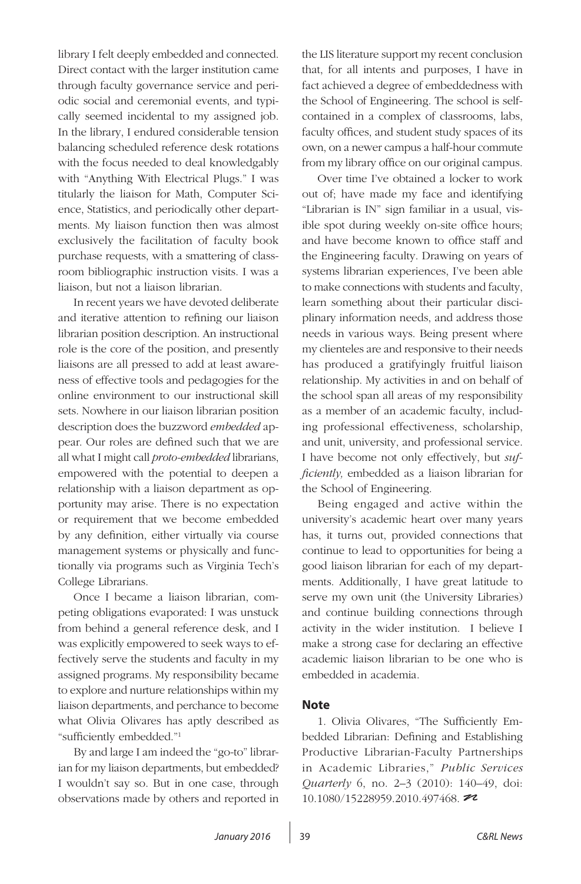library I felt deeply embedded and connected. Direct contact with the larger institution came through faculty governance service and periodic social and ceremonial events, and typically seemed incidental to my assigned job. In the library, I endured considerable tension balancing scheduled reference desk rotations with the focus needed to deal knowledgably with "Anything With Electrical Plugs." I was titularly the liaison for Math, Computer Science, Statistics, and periodically other departments. My liaison function then was almost exclusively the facilitation of faculty book purchase requests, with a smattering of classroom bibliographic instruction visits. I was a liaison, but not a liaison librarian.

In recent years we have devoted deliberate and iterative attention to refining our liaison librarian position description. An instructional role is the core of the position, and presently liaisons are all pressed to add at least awareness of effective tools and pedagogies for the online environment to our instructional skill sets. Nowhere in our liaison librarian position description does the buzzword *embedded* appear. Our roles are defined such that we are all what I might call *proto-embedded* librarians, empowered with the potential to deepen a relationship with a liaison department as opportunity may arise. There is no expectation or requirement that we become embedded by any definition, either virtually via course management systems or physically and functionally via programs such as Virginia Tech's College Librarians.

Once I became a liaison librarian, competing obligations evaporated: I was unstuck from behind a general reference desk, and I was explicitly empowered to seek ways to effectively serve the students and faculty in my assigned programs. My responsibility became to explore and nurture relationships within my liaison departments, and perchance to become what Olivia Olivares has aptly described as "sufficiently embedded."[1]

By and large I am indeed the "go-to" librarian for my liaison departments, but embedded? I wouldn't say so. But in one case, through observations made by others and reported in the LIS literature support my recent conclusion that, for all intents and purposes, I have in fact achieved a degree of embeddedness with the School of Engineering. The school is self-contained in a complex of classrooms, labs, faculty offices, and student study spaces of its own, on a newer campus a half-hour commute from my library office on our original campus.

Over time I've obtained a locker to work out of; have made my face and identifying "Librarian is IN" sign familiar in a usual, visible spot during weekly on-site office hours; and have become known to office staff and the Engineering faculty. Drawing on years of systems librarian experiences, I've been able to make connections with students and faculty, learn something about their particular disciplinary information needs, and address those needs in various ways. Being present where my clienteles are and responsive to their needs has produced a gratifyingly fruitful liaison relationship. My activities in and on behalf of the school span all areas of my responsibility as a member of an academic faculty, including professional effectiveness, scholarship, and unit, university, and professional service. I have become not only effectively, but *sufficiently,* embedded as a liaison librarian for the School of Engineering.

Being engaged and active within the university's academic heart over many years has, it turns out, provided connections that continue to lead to opportunities for being a good liaison librarian for each of my departments. Additionally, I have great latitude to serve my own unit (the University Libraries) and continue building connections through activity in the wider institution. I believe I make a strong case for declaring an effective academic liaison librarian to be one who is embedded in academia.

## Note

1. Olivia Olivares, "The Sufficiently Embedded Librarian: Defining and Establishing Productive Librarian-Faculty Partnerships in Academic Libraries," *Public Services Quarterly* 6, no. 2–3 (2010): 140–49, doi: 10.1080/15228959.2010.497468.